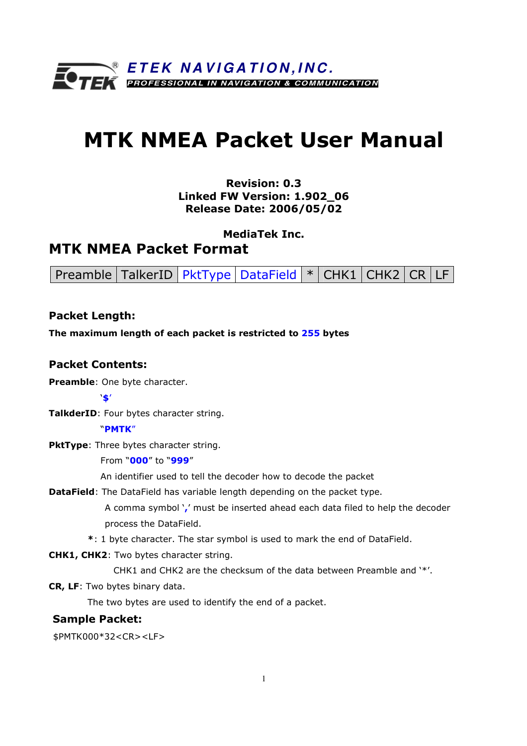**ETEK NAVIGATION,INC.**
*PROFESSIONAL IN NAVIGATION & COMMUNICATION*

# MTK NMEA Packet User Manual

**Revision: 0.3**
**Linked FW Version: 1.902_06**
**Release Date: 2006/05/02**

**MediaTek Inc.**

## MTK NMEA Packet Format

| Preamble | TalkerID | PktType | DataField | * | CHK1 | CHK2 | CR | LF |
|---|---|---|---|---|---|---|---|---|

### Packet Length:

**The maximum length of each packet is restricted to 255 bytes**

### Packet Contents:

**Preamble**: One byte character.

'**$**'

**TalkderID**: Four bytes character string.

"**PMTK**"

**PktType**: Three bytes character string.

From "**000**" to "**999**"

An identifier used to tell the decoder how to decode the packet

**DataField**: The DataField has variable length depending on the packet type.

A comma symbol '**,**' must be inserted ahead each data filed to help the decoder process the DataField.

**\***: 1 byte character. The star symbol is used to mark the end of DataField.

**CHK1, CHK2**: Two bytes character string.

CHK1 and CHK2 are the checksum of the data between Preamble and '*'.

**CR, LF**: Two bytes binary data.

The two bytes are used to identify the end of a packet.

### Sample Packet:

$PMTK000*32<CR><LF>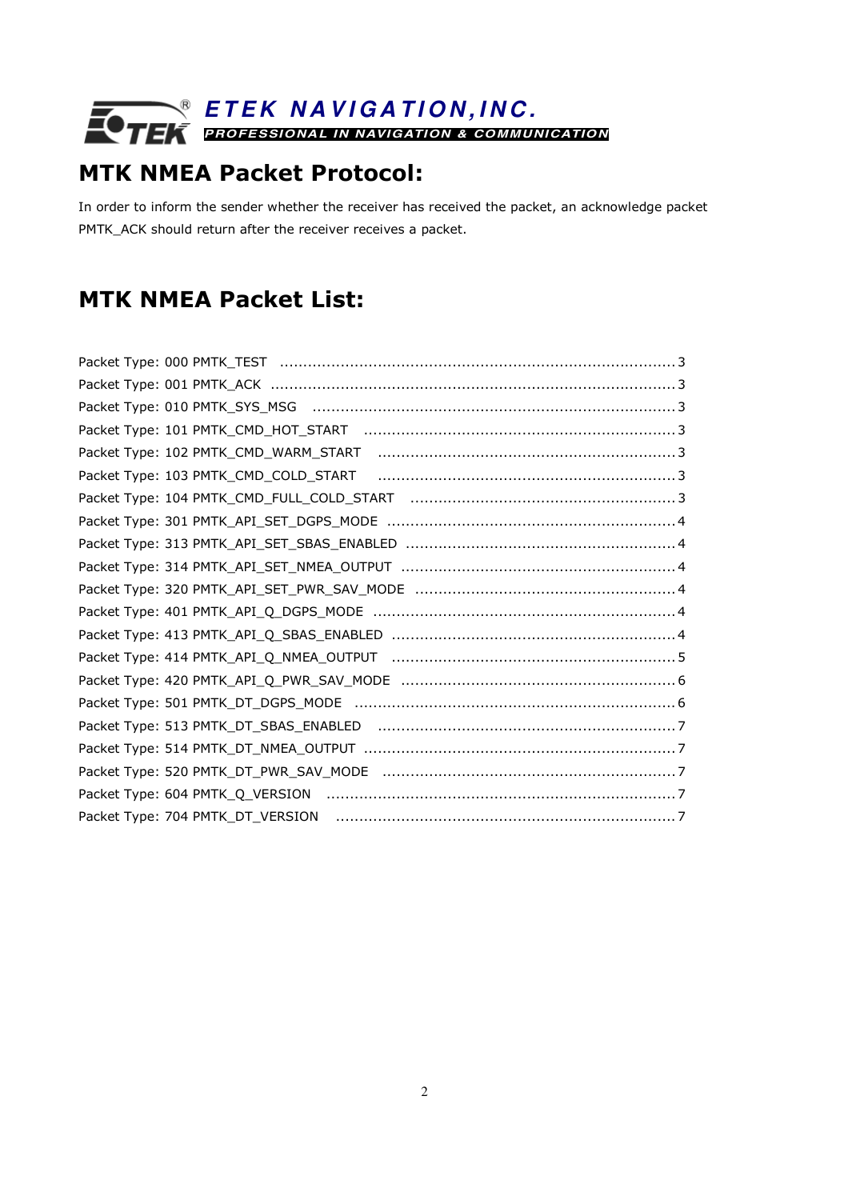ETEK NAVIGATION,INC.

PROFESSIONAL IN NAVIGATION & COMMUNICATION

# MTK NMEA Packet Protocol:

In order to inform the sender whether the receiver has received the packet, an acknowledge packet PMTK_ACK should return after the receiver receives a packet.

# MTK NMEA Packet List:

Packet Type: 000 PMTK_TEST ..........3
Packet Type: 001 PMTK_ACK ..........3
Packet Type: 010 PMTK_SYS_MSG ..........3
Packet Type: 101 PMTK_CMD_HOT_START ..........3
Packet Type: 102 PMTK_CMD_WARM_START ..........3
Packet Type: 103 PMTK_CMD_COLD_START ..........3
Packet Type: 104 PMTK_CMD_FULL_COLD_START ..........3
Packet Type: 301 PMTK_API_SET_DGPS_MODE ..........4
Packet Type: 313 PMTK_API_SET_SBAS_ENABLED ..........4
Packet Type: 314 PMTK_API_SET_NMEA_OUTPUT ..........4
Packet Type: 320 PMTK_API_SET_PWR_SAV_MODE ..........4
Packet Type: 401 PMTK_API_Q_DGPS_MODE ..........4
Packet Type: 413 PMTK_API_Q_SBAS_ENABLED ..........4
Packet Type: 414 PMTK_API_Q_NMEA_OUTPUT ..........5
Packet Type: 420 PMTK_API_Q_PWR_SAV_MODE ..........6
Packet Type: 501 PMTK_DT_DGPS_MODE ..........6
Packet Type: 513 PMTK_DT_SBAS_ENABLED ..........7
Packet Type: 514 PMTK_DT_NMEA_OUTPUT ..........7
Packet Type: 520 PMTK_DT_PWR_SAV_MODE ..........7
Packet Type: 604 PMTK_Q_VERSION ..........7
Packet Type: 704 PMTK_DT_VERSION ..........7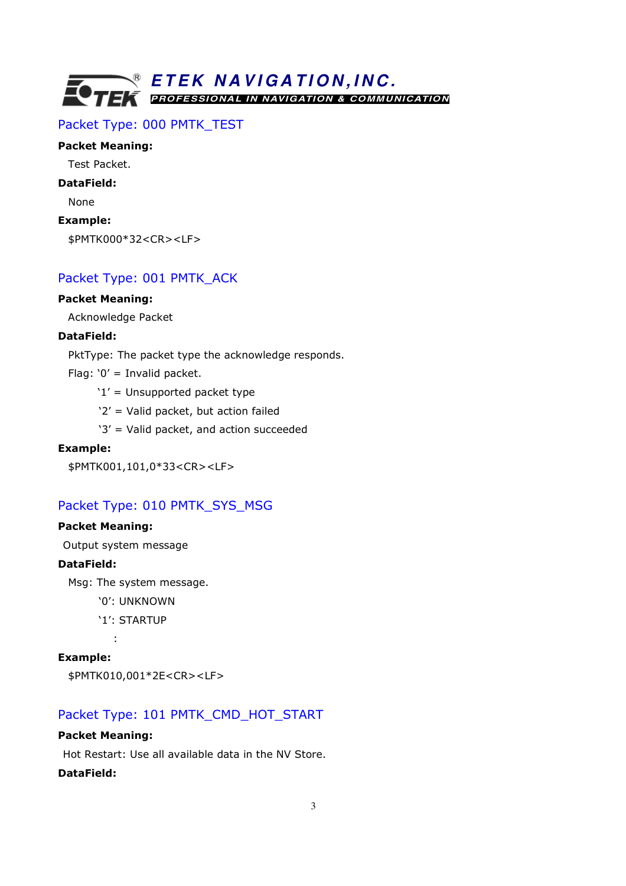## Packet Type: 000 PMTK_TEST

**Packet Meaning:**

Test Packet.

**DataField:**

None

**Example:**

$PMTK000*32<CR><LF>

## Packet Type: 001 PMTK_ACK

**Packet Meaning:**

Acknowledge Packet

**DataField:**

PktType: The packet type the acknowledge responds.

Flag: '0' = Invalid packet.

'1' = Unsupported packet type

'2' = Valid packet, but action failed

'3' = Valid packet, and action succeeded

**Example:**

$PMTK001,101,0*33<CR><LF>

## Packet Type: 010 PMTK_SYS_MSG

**Packet Meaning:**

Output system message

**DataField:**

Msg: The system message.

'0': UNKNOWN

'1': STARTUP

:

**Example:**

$PMTK010,001*2E<CR><LF>

## Packet Type: 101 PMTK_CMD_HOT_START

**Packet Meaning:**

Hot Restart: Use all available data in the NV Store.

**DataField:**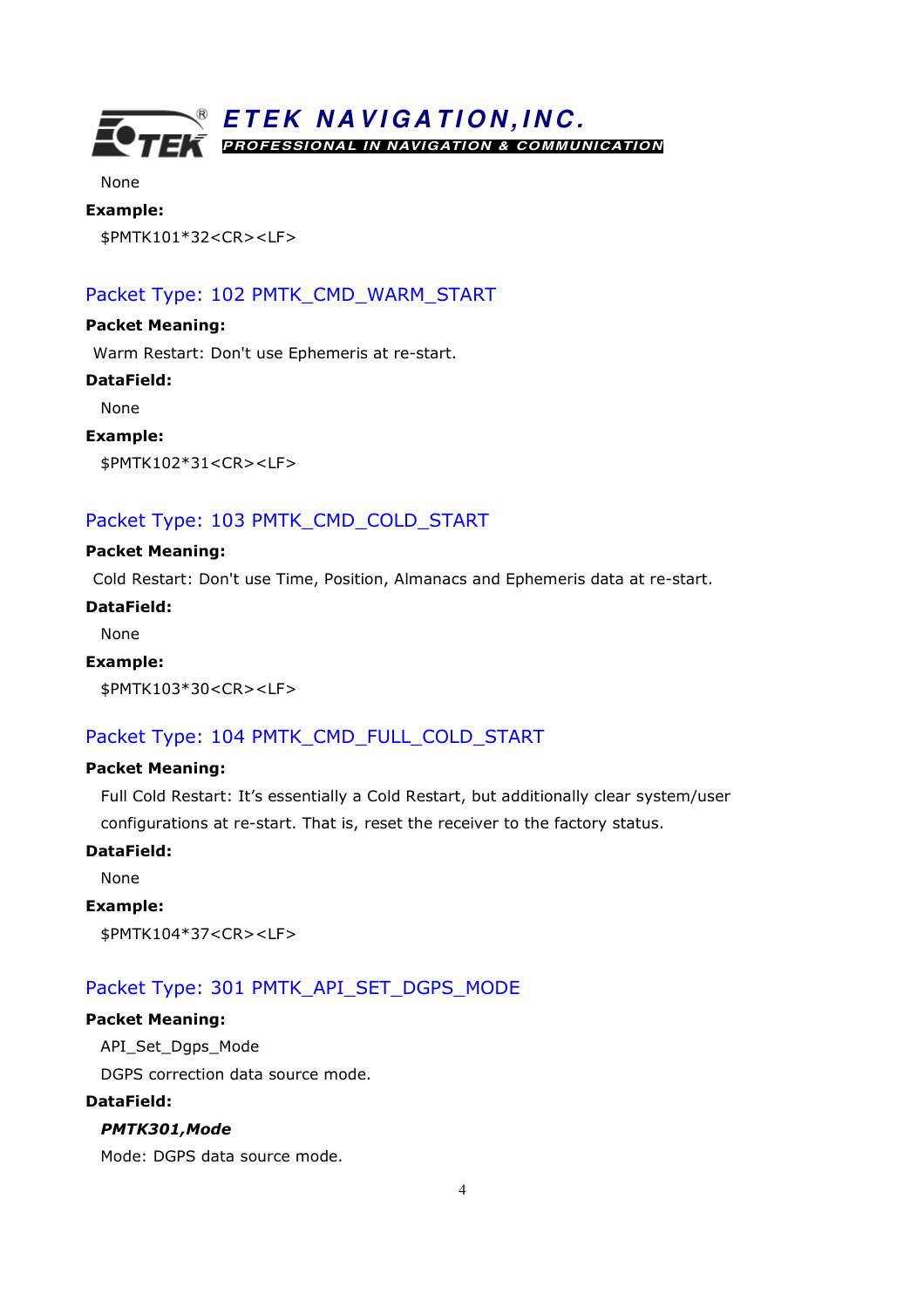None

**Example:**

$PMTK101*32<CR><LF>

## Packet Type: 102 PMTK_CMD_WARM_START

**Packet Meaning:**

Warm Restart: Don't use Ephemeris at re-start.

**DataField:**

None

**Example:**

$PMTK102*31<CR><LF>

## Packet Type: 103 PMTK_CMD_COLD_START

**Packet Meaning:**

Cold Restart: Don't use Time, Position, Almanacs and Ephemeris data at re-start.

**DataField:**

None

**Example:**

$PMTK103*30<CR><LF>

## Packet Type: 104 PMTK_CMD_FULL_COLD_START

**Packet Meaning:**

Full Cold Restart: It's essentially a Cold Restart, but additionally clear system/user configurations at re-start. That is, reset the receiver to the factory status.

**DataField:**

None

**Example:**

$PMTK104*37<CR><LF>

## Packet Type: 301 PMTK_API_SET_DGPS_MODE

**Packet Meaning:**

API_Set_Dgps_Mode

DGPS correction data source mode.

**DataField:**

***PMTK301,Mode***

Mode: DGPS data source mode.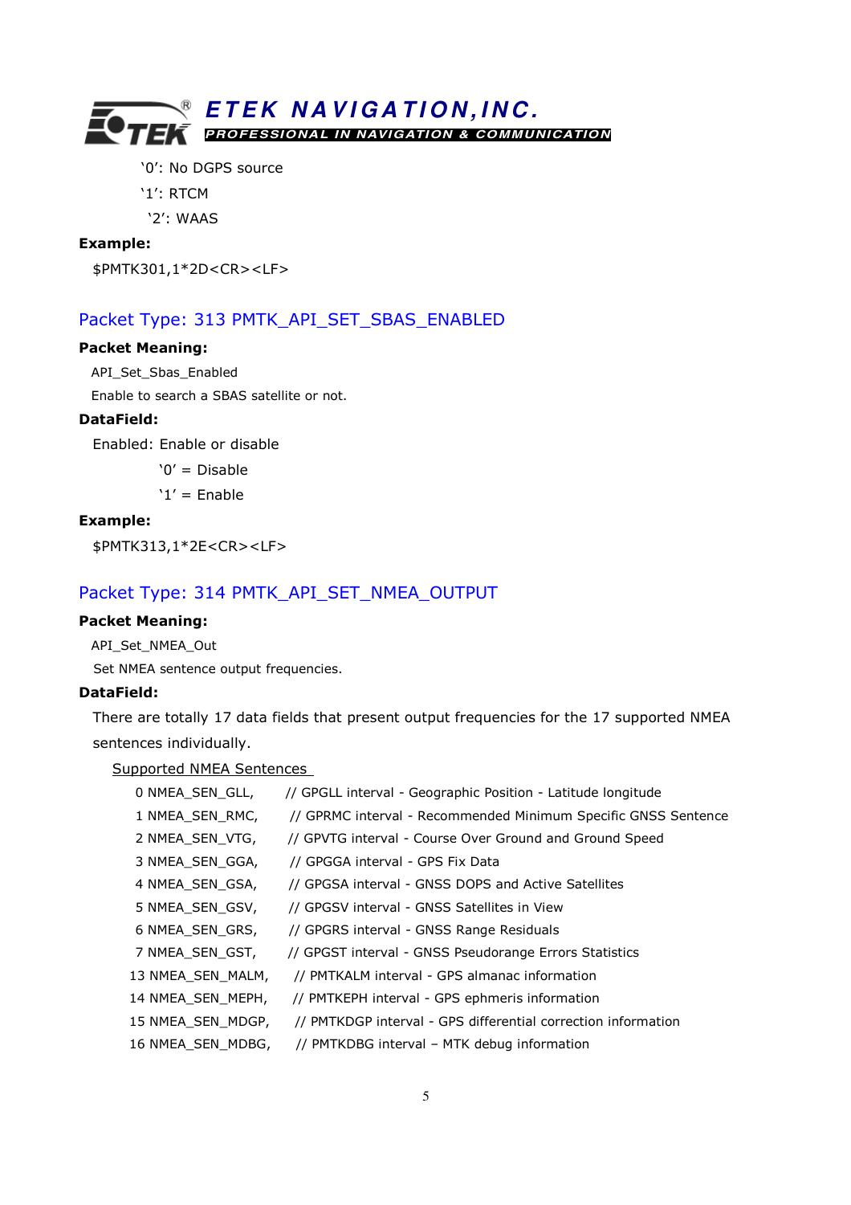'0': No DGPS source

'1': RTCM

'2': WAAS

**Example:**

$PMTK301,1*2D<CR><LF>

## Packet Type: 313 PMTK_API_SET_SBAS_ENABLED

**Packet Meaning:**

API_Set_Sbas_Enabled

Enable to search a SBAS satellite or not.

**DataField:**

Enabled: Enable or disable

'0' = Disable

'1' = Enable

**Example:**

$PMTK313,1*2E<CR><LF>

## Packet Type: 314 PMTK_API_SET_NMEA_OUTPUT

**Packet Meaning:**

API_Set_NMEA_Out

Set NMEA sentence output frequencies.

**DataField:**

There are totally 17 data fields that present output frequencies for the 17 supported NMEA sentences individually.

Supported NMEA Sentences

0 NMEA_SEN_GLL, // GPGLL interval - Geographic Position - Latitude longitude
1 NMEA_SEN_RMC, // GPRMC interval - Recommended Minimum Specific GNSS Sentence
2 NMEA_SEN_VTG, // GPVTG interval - Course Over Ground and Ground Speed
3 NMEA_SEN_GGA, // GPGGA interval - GPS Fix Data
4 NMEA_SEN_GSA, // GPGSA interval - GNSS DOPS and Active Satellites
5 NMEA_SEN_GSV, // GPGSV interval - GNSS Satellites in View
6 NMEA_SEN_GRS, // GPGRS interval - GNSS Range Residuals
7 NMEA_SEN_GST, // GPGST interval - GNSS Pseudorange Errors Statistics
13 NMEA_SEN_MALM, // PMTKALM interval - GPS almanac information
14 NMEA_SEN_MEPH, // PMTKEPH interval - GPS ephmeris information
15 NMEA_SEN_MDGP, // PMTKDGP interval - GPS differential correction information
16 NMEA_SEN_MDBG, // PMTKDBG interval – MTK debug information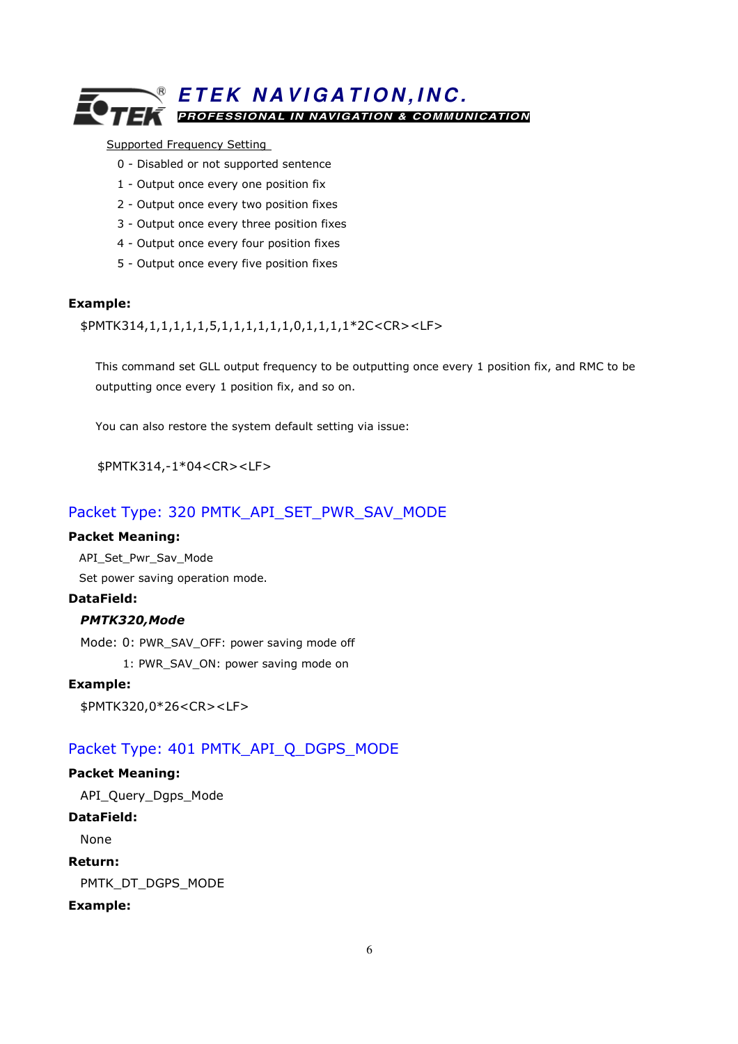Supported Frequency Setting

0 - Disabled or not supported sentence

1 - Output once every one position fix

2 - Output once every two position fixes

3 - Output once every three position fixes

4 - Output once every four position fixes

5 - Output once every five position fixes

**Example:**

$PMTK314,1,1,1,1,1,5,1,1,1,1,1,1,0,1,1,1,1*2C<CR><LF>

This command set GLL output frequency to be outputting once every 1 position fix, and RMC to be outputting once every 1 position fix, and so on.

You can also restore the system default setting via issue:

$PMTK314,-1*04<CR><LF>

## Packet Type: 320 PMTK_API_SET_PWR_SAV_MODE

**Packet Meaning:**

API_Set_Pwr_Sav_Mode

Set power saving operation mode.

**DataField:**

***PMTK320,Mode***

Mode: 0: PWR_SAV_OFF: power saving mode off

1: PWR_SAV_ON: power saving mode on

**Example:**

$PMTK320,0*26<CR><LF>

## Packet Type: 401 PMTK_API_Q_DGPS_MODE

**Packet Meaning:**

API_Query_Dgps_Mode

**DataField:**

None

**Return:**

PMTK_DT_DGPS_MODE

**Example:**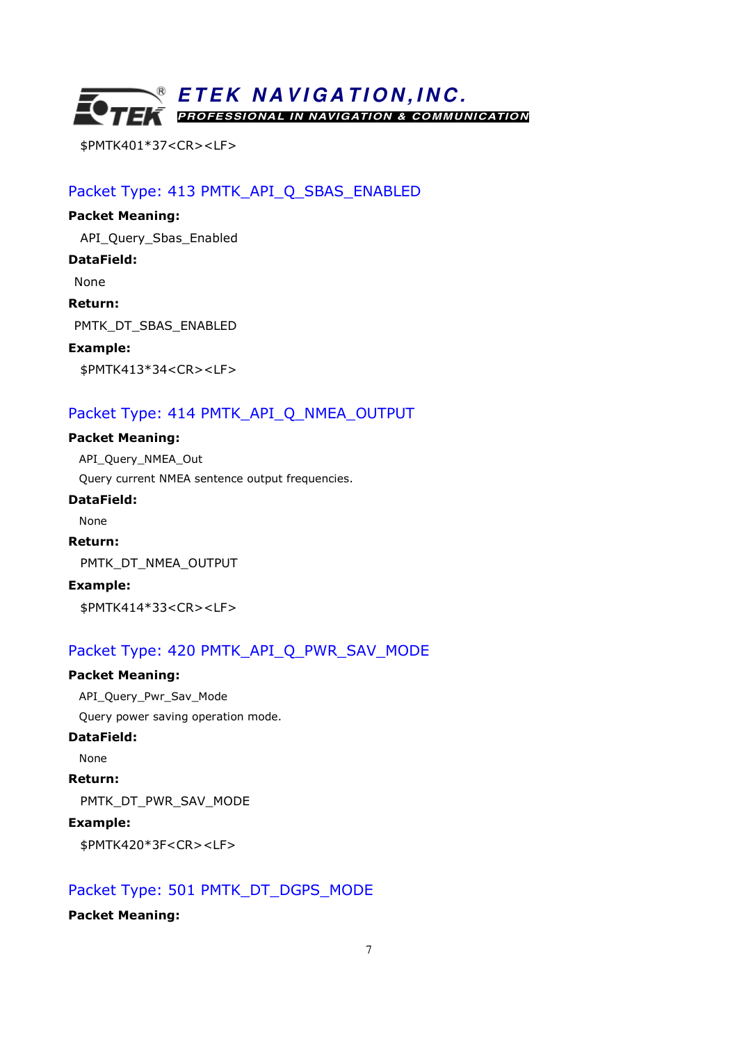$PMTK401*37<CR><LF>

## Packet Type: 413 PMTK_API_Q_SBAS_ENABLED

**Packet Meaning:**

API_Query_Sbas_Enabled

**DataField:**

None

**Return:**

PMTK_DT_SBAS_ENABLED

**Example:**

$PMTK413*34<CR><LF>

## Packet Type: 414 PMTK_API_Q_NMEA_OUTPUT

**Packet Meaning:**

API_Query_NMEA_Out

Query current NMEA sentence output frequencies.

**DataField:**

None

**Return:**

PMTK_DT_NMEA_OUTPUT

**Example:**

$PMTK414*33<CR><LF>

## Packet Type: 420 PMTK_API_Q_PWR_SAV_MODE

**Packet Meaning:**

API_Query_Pwr_Sav_Mode

Query power saving operation mode.

**DataField:**

None

**Return:**

PMTK_DT_PWR_SAV_MODE

**Example:**

$PMTK420*3F<CR><LF>

## Packet Type: 501 PMTK_DT_DGPS_MODE

**Packet Meaning:**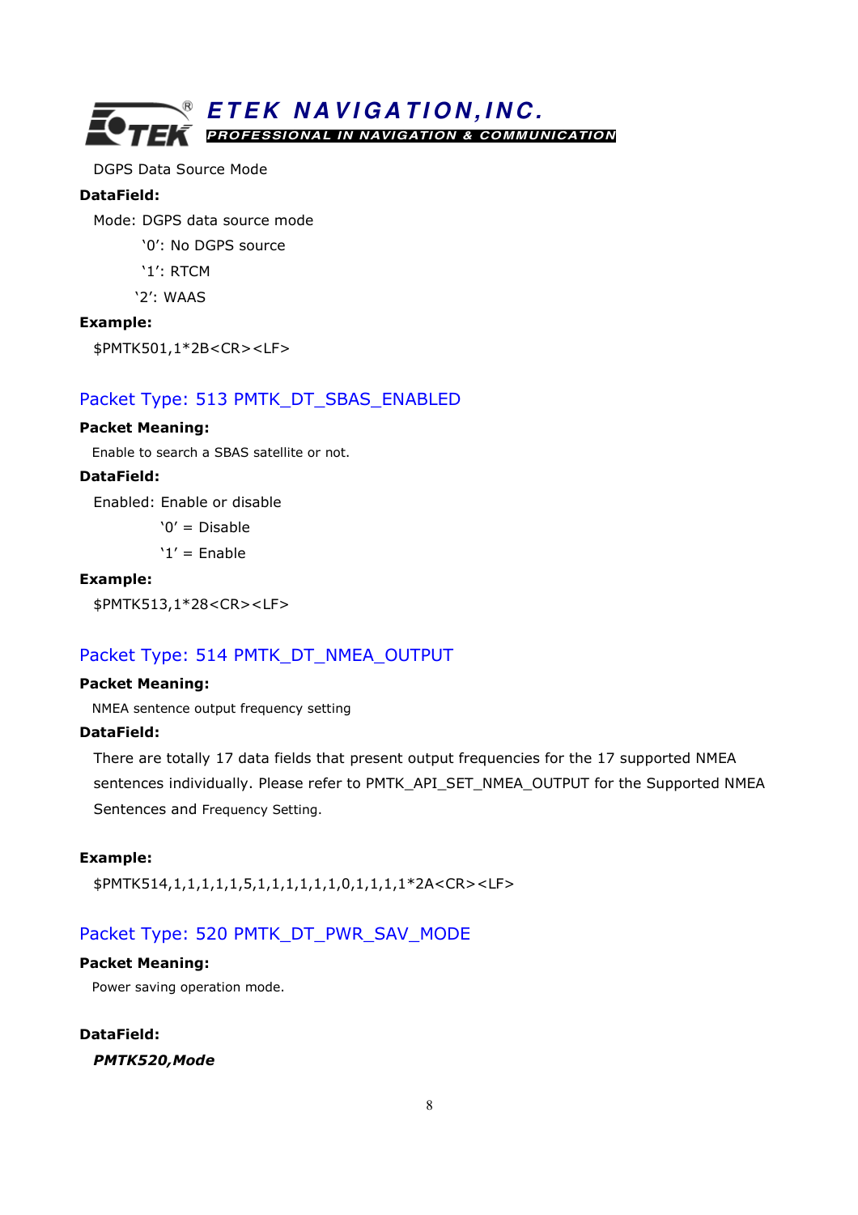DGPS Data Source Mode

**DataField:**

Mode: DGPS data source mode

'0': No DGPS source

'1': RTCM

'2': WAAS

**Example:**

$PMTK501,1*2B<CR><LF>

## Packet Type: 513 PMTK_DT_SBAS_ENABLED

**Packet Meaning:**

Enable to search a SBAS satellite or not.

**DataField:**

Enabled: Enable or disable

'0' = Disable

'1' = Enable

**Example:**

$PMTK513,1*28<CR><LF>

## Packet Type: 514 PMTK_DT_NMEA_OUTPUT

**Packet Meaning:**

NMEA sentence output frequency setting

**DataField:**

There are totally 17 data fields that present output frequencies for the 17 supported NMEA sentences individually. Please refer to PMTK_API_SET_NMEA_OUTPUT for the Supported NMEA Sentences and Frequency Setting.

**Example:**

$PMTK514,1,1,1,1,1,5,1,1,1,1,1,1,0,1,1,1,1*2A<CR><LF>

## Packet Type: 520 PMTK_DT_PWR_SAV_MODE

**Packet Meaning:**

Power saving operation mode.

**DataField:**

***PMTK520,Mode***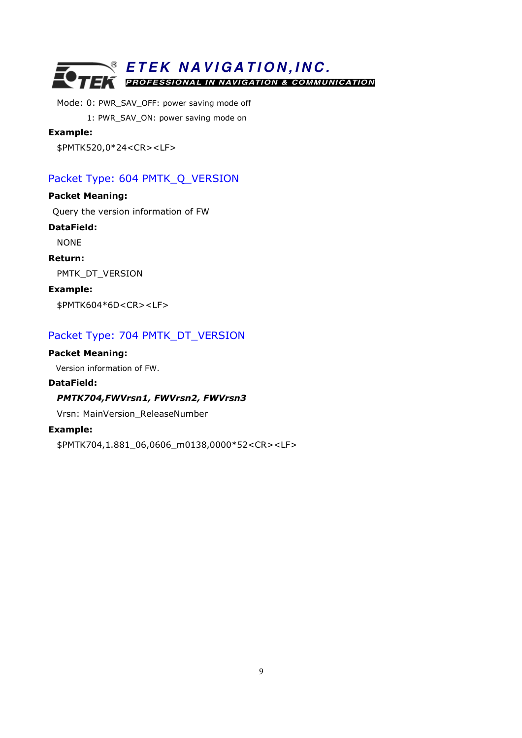Mode: 0: PWR_SAV_OFF: power saving mode off

1: PWR_SAV_ON: power saving mode on

**Example:**

$PMTK520,0*24<CR><LF>

## Packet Type: 604 PMTK_Q_VERSION

**Packet Meaning:**

Query the version information of FW

**DataField:**

NONE

**Return:**

PMTK_DT_VERSION

**Example:**

$PMTK604*6D<CR><LF>

## Packet Type: 704 PMTK_DT_VERSION

**Packet Meaning:**

Version information of FW.

**DataField:**

***PMTK704,FWVrsn1, FWVrsn2, FWVrsn3***

Vrsn: MainVersion_ReleaseNumber

**Example:**

$PMTK704,1.881_06,0606_m0138,0000*52<CR><LF>